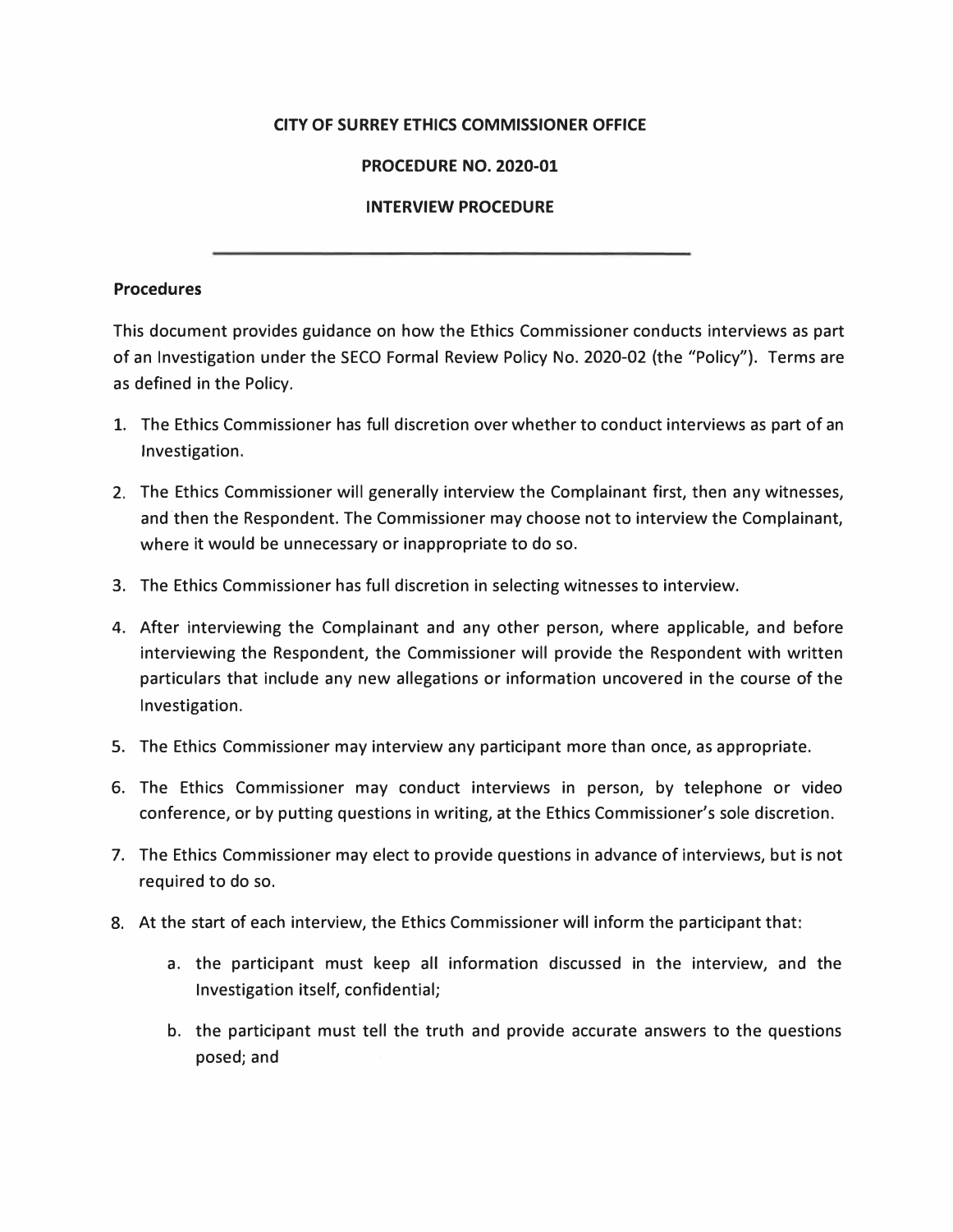**CITY OF SURREY ETHICS COMMISSIONER OFFICE**

**PROCEDURE NO. 2020-01**

**INTERVIEW PROCEDURE**

---

### Procedures

This document provides guidance on how the Ethics Commissioner conducts interviews as part of an Investigation under the SECO Formal Review Policy No. 2020-02 (the "Policy"). Terms are as defined in the Policy.

1. The Ethics Commissioner has full discretion over whether to conduct interviews as part of an Investigation.
2. The Ethics Commissioner will generally interview the Complainant first, then any witnesses, and then the Respondent. The Commissioner may choose not to interview the Complainant, where it would be unnecessary or inappropriate to do so.
3. The Ethics Commissioner has full discretion in selecting witnesses to interview.
4. After interviewing the Complainant and any other person, where applicable, and before interviewing the Respondent, the Commissioner will provide the Respondent with written particulars that include any new allegations or information uncovered in the course of the Investigation.
5. The Ethics Commissioner may interview any participant more than once, as appropriate.
6. The Ethics Commissioner may conduct interviews in person, by telephone or video conference, or by putting questions in writing, at the Ethics Commissioner's sole discretion.
7. The Ethics Commissioner may elect to provide questions in advance of interviews, but is not required to do so.
8. At the start of each interview, the Ethics Commissioner will inform the participant that:
    a. the participant must keep all information discussed in the interview, and the Investigation itself, confidential;
    b. the participant must tell the truth and provide accurate answers to the questions posed; and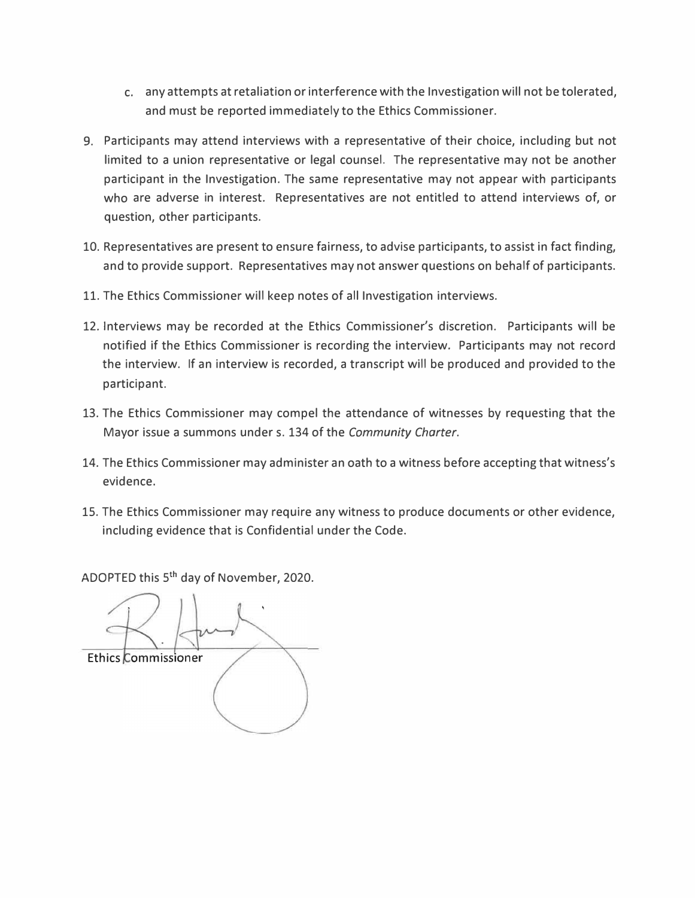c. any attempts at retaliation or interference with the Investigation will not be tolerated, and must be reported immediately to the Ethics Commissioner.

9. Participants may attend interviews with a representative of their choice, including but not limited to a union representative or legal counsel. The representative may not be another participant in the Investigation. The same representative may not appear with participants who are adverse in interest. Representatives are not entitled to attend interviews of, or question, other participants.

10. Representatives are present to ensure fairness, to advise participants, to assist in fact finding, and to provide support. Representatives may not answer questions on behalf of participants.

11. The Ethics Commissioner will keep notes of all Investigation interviews.

12. Interviews may be recorded at the Ethics Commissioner's discretion. Participants will be notified if the Ethics Commissioner is recording the interview. Participants may not record the interview. If an interview is recorded, a transcript will be produced and provided to the participant.

13. The Ethics Commissioner may compel the attendance of witnesses by requesting that the Mayor issue a summons under s. 134 of the *Community Charter*.

14. The Ethics Commissioner may administer an oath to a witness before accepting that witness's evidence.

15. The Ethics Commissioner may require any witness to produce documents or other evidence, including evidence that is Confidential under the Code.

ADOPTED this 5th day of November, 2020.

Ethics Commissioner